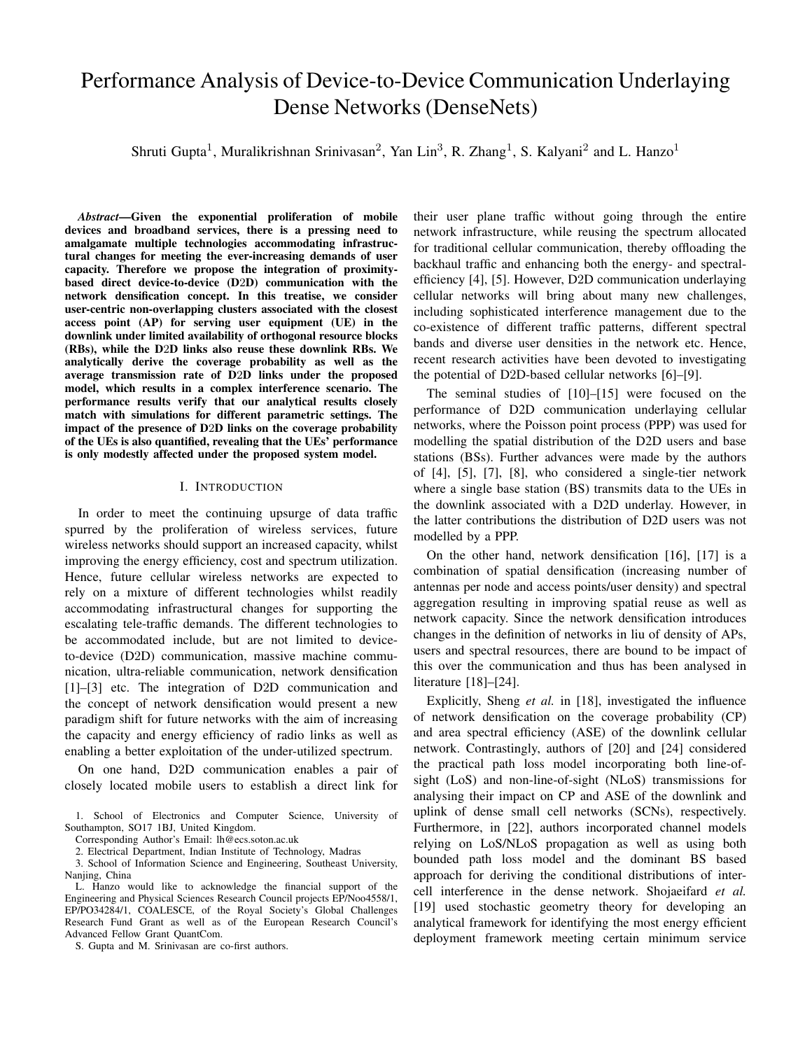# Performance Analysis of Device-to-Device Communication Underlaying Dense Networks (DenseNets)

Shruti Gupta[1], Muralikrishnan Srinivasan[2], Yan Lin[3], R. Zhang[1], S. Kalyani[2] and L. Hanzo[1]

***Abstract*—Given the exponential proliferation of mobile devices and broadband services, there is a pressing need to amalgamate multiple technologies accommodating infrastructural changes for meeting the ever-increasing demands of user capacity. Therefore we propose the integration of proximity-based direct device-to-device (D2D) communication with the network densification concept. In this treatise, we consider user-centric non-overlapping clusters associated with the closest access point (AP) for serving user equipment (UE) in the downlink under limited availability of orthogonal resource blocks (RBs), while the D2D links also reuse these downlink RBs. We analytically derive the coverage probability as well as the average transmission rate of D2D links under the proposed model, which results in a complex interference scenario. The performance results verify that our analytical results closely match with simulations for different parametric settings. The impact of the presence of D2D links on the coverage probability of the UEs is also quantified, revealing that the UEs' performance is only modestly affected under the proposed system model.**

## I. Introduction

In order to meet the continuing upsurge of data traffic spurred by the proliferation of wireless services, future wireless networks should support an increased capacity, whilst improving the energy efficiency, cost and spectrum utilization. Hence, future cellular wireless networks are expected to rely on a mixture of different technologies whilst readily accommodating infrastructural changes for supporting the escalating tele-traffic demands. The different technologies to be accommodated include, but are not limited to device-to-device (D2D) communication, massive machine communication, ultra-reliable communication, network densification [1]–[3] etc. The integration of D2D communication and the concept of network densification would present a new paradigm shift for future networks with the aim of increasing the capacity and energy efficiency of radio links as well as enabling a better exploitation of the under-utilized spectrum.

On one hand, D2D communication enables a pair of closely located mobile users to establish a direct link for their user plane traffic without going through the entire network infrastructure, while reusing the spectrum allocated for traditional cellular communication, thereby offloading the backhaul traffic and enhancing both the energy- and spectral-efficiency [4], [5]. However, D2D communication underlaying cellular networks will bring about many new challenges, including sophisticated interference management due to the co-existence of different traffic patterns, different spectral bands and diverse user densities in the network etc. Hence, recent research activities have been devoted to investigating the potential of D2D-based cellular networks [6]–[9].

The seminal studies of [10]–[15] were focused on the performance of D2D communication underlaying cellular networks, where the Poisson point process (PPP) was used for modelling the spatial distribution of the D2D users and base stations (BSs). Further advances were made by the authors of [4], [5], [7], [8], who considered a single-tier network where a single base station (BS) transmits data to the UEs in the downlink associated with a D2D underlay. However, in the latter contributions the distribution of D2D users was not modelled by a PPP.

On the other hand, network densification [16], [17] is a combination of spatial densification (increasing number of antennas per node and access points/user density) and spectral aggregation resulting in improving spatial reuse as well as network capacity. Since the network densification introduces changes in the definition of networks in liu of density of APs, users and spectral resources, there are bound to be impact of this over the communication and thus has been analysed in literature [18]–[24].

Explicitly, Sheng *et al.* in [18], investigated the influence of network densification on the coverage probability (CP) and area spectral efficiency (ASE) of the downlink cellular network. Contrastingly, authors of [20] and [24] considered the practical path loss model incorporating both line-of-sight (LoS) and non-line-of-sight (NLoS) transmissions for analysing their impact on CP and ASE of the downlink and uplink of dense small cell networks (SCNs), respectively. Furthermore, in [22], authors incorporated channel models relying on LoS/NLoS propagation as well as using both bounded path loss model and the dominant BS based approach for deriving the conditional distributions of inter-cell interference in the dense network. Shojaeifard *et al.* [19] used stochastic geometry theory for developing an analytical framework for identifying the most energy efficient deployment framework meeting certain minimum service

---

1. School of Electronics and Computer Science, University of Southampton, SO17 1BJ, United Kingdom.

Corresponding Author's Email: lh@ecs.soton.ac.uk

2. Electrical Department, Indian Institute of Technology, Madras

3. School of Information Science and Engineering, Southeast University, Nanjing, China

L. Hanzo would like to acknowledge the financial support of the Engineering and Physical Sciences Research Council projects EP/Noo4558/1, EP/PO34284/1, COALESCE, of the Royal Society's Global Challenges Research Fund Grant as well as of the European Research Council's Advanced Fellow Grant QuantCom.

S. Gupta and M. Srinivasan are co-first authors.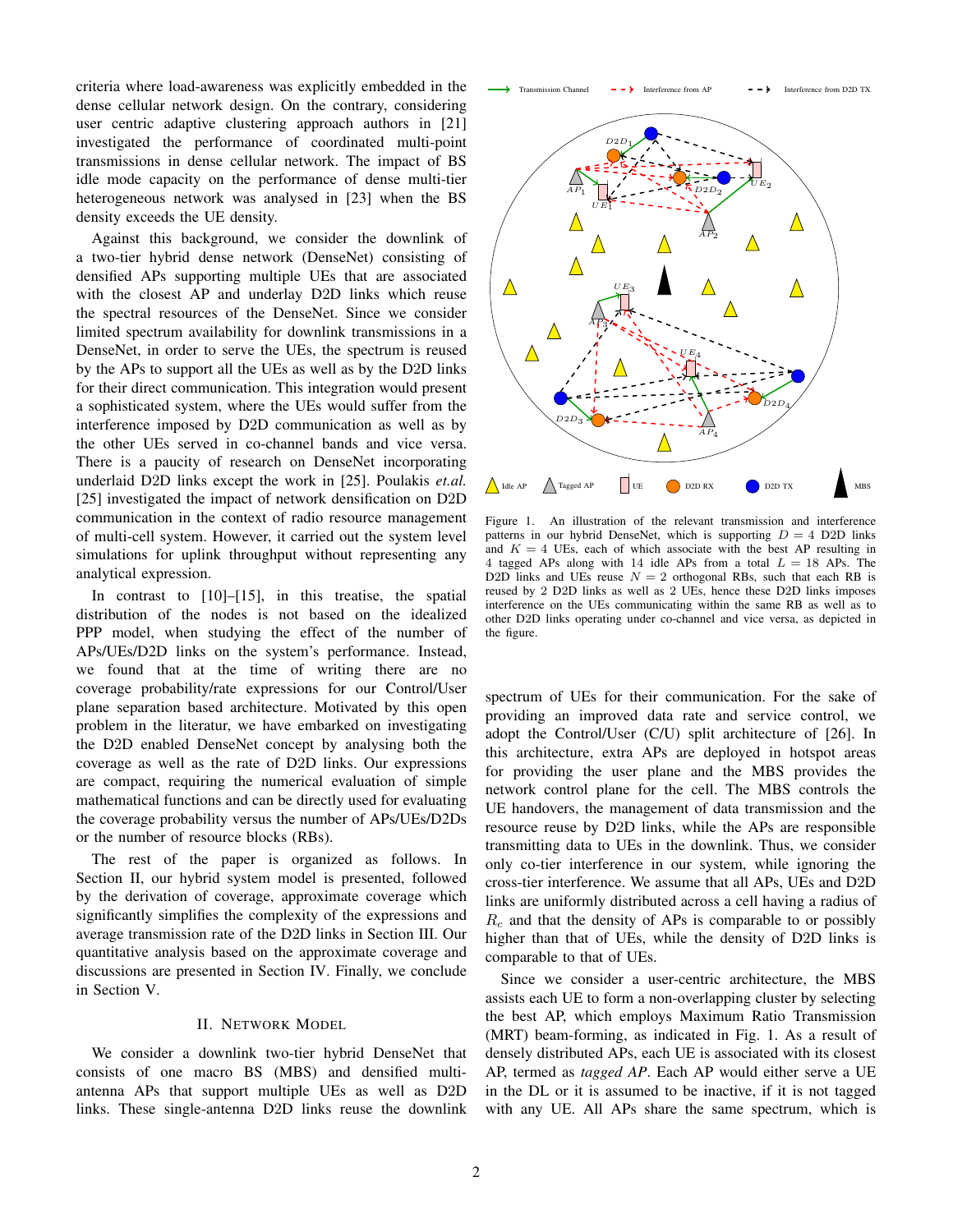criteria where load-awareness was explicitly embedded in the dense cellular network design. On the contrary, considering user centric adaptive clustering approach authors in [21] investigated the performance of coordinated multi-point transmissions in dense cellular network. The impact of BS idle mode capacity on the performance of dense multi-tier heterogeneous network was analysed in [23] when the BS density exceeds the UE density.

Against this background, we consider the downlink of a two-tier hybrid dense network (DenseNet) consisting of densified APs supporting multiple UEs that are associated with the closest AP and underlay D2D links which reuse the spectral resources of the DenseNet. Since we consider limited spectrum availability for downlink transmissions in a DenseNet, in order to serve the UEs, the spectrum is reused by the APs to support all the UEs as well as by the D2D links for their direct communication. This integration would present a sophisticated system, where the UEs would suffer from the interference imposed by D2D communication as well as by the other UEs served in co-channel bands and vice versa. There is a paucity of research on DenseNet incorporating underlaid D2D links except the work in [25]. Poulakis *et.al.* [25] investigated the impact of network densification on D2D communication in the context of radio resource management of multi-cell system. However, it carried out the system level simulations for uplink throughput without representing any analytical expression.

In contrast to [10]–[15], in this treatise, the spatial distribution of the nodes is not based on the idealized PPP model, when studying the effect of the number of APs/UEs/D2D links on the system's performance. Instead, we found that at the time of writing there are no coverage probability/rate expressions for our Control/User plane separation based architecture. Motivated by this open problem in the literatur, we have embarked on investigating the D2D enabled DenseNet concept by analysing both the coverage as well as the rate of D2D links. Our expressions are compact, requiring the numerical evaluation of simple mathematical functions and can be directly used for evaluating the coverage probability versus the number of APs/UEs/D2Ds or the number of resource blocks (RBs).

The rest of the paper is organized as follows. In Section II, our hybrid system model is presented, followed by the derivation of coverage, approximate coverage which significantly simplifies the complexity of the expressions and average transmission rate of the D2D links in Section III. Our quantitative analysis based on the approximate coverage and discussions are presented in Section IV. Finally, we conclude in Section V.

## II. Network Model

We consider a downlink two-tier hybrid DenseNet that consists of one macro BS (MBS) and densified multi-antenna APs that support multiple UEs as well as D2D links. These single-antenna D2D links reuse the downlink spectrum of UEs for their communication. For the sake of providing an improved data rate and service control, we adopt the Control/User (C/U) split architecture of [26]. In this architecture, extra APs are deployed in hotspot areas for providing the user plane and the MBS provides the network control plane for the cell. The MBS controls the UE handovers, the management of data transmission and the resource reuse by D2D links, while the APs are responsible transmitting data to UEs in the downlink. Thus, we consider only co-tier interference in our system, while ignoring the cross-tier interference. We assume that all APs, UEs and D2D links are uniformly distributed across a cell having a radius of $R_c$ and that the density of APs is comparable to or possibly higher than that of UEs, while the density of D2D links is comparable to that of UEs.

Figure 1. An illustration of the relevant transmission and interference patterns in our hybrid DenseNet, which is supporting $D = 4$ D2D links and $K = 4$ UEs, each of which associate with the best AP resulting in 4 tagged APs along with 14 idle APs from a total $L = 18$ APs. The D2D links and UEs reuse $N = 2$ orthogonal RBs, such that each RB is reused by 2 D2D links as well as 2 UEs, hence these D2D links imposes interference on the UEs communicating within the same RB as well as to other D2D links operating under co-channel and vice versa, as depicted in the figure.

Since we consider a user-centric architecture, the MBS assists each UE to form a non-overlapping cluster by selecting the best AP, which employs Maximum Ratio Transmission (MRT) beam-forming, as indicated in Fig. 1. As a result of densely distributed APs, each UE is associated with its closest AP, termed as *tagged AP*. Each AP would either serve a UE in the DL or it is assumed to be inactive, if it is not tagged with any UE. All APs share the same spectrum, which is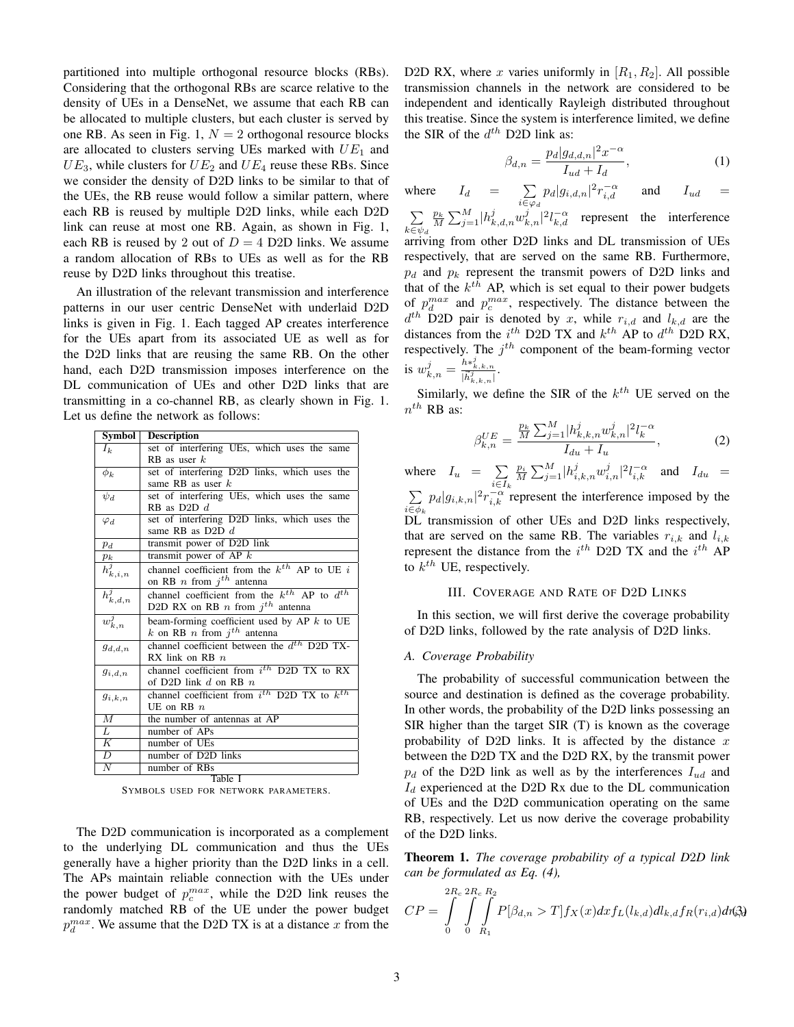partitioned into multiple orthogonal resource blocks (RBs). Considering that the orthogonal RBs are scarce relative to the density of UEs in a DenseNet, we assume that each RB can be allocated to multiple clusters, but each cluster is served by one RB. As seen in Fig. 1, $N = 2$ orthogonal resource blocks are allocated to clusters serving UEs marked with $UE_1$ and $UE_3$, while clusters for $UE_2$ and $UE_4$ reuse these RBs. Since we consider the density of D2D links to be similar to that of the UEs, the RB reuse would follow a similar pattern, where each RB is reused by multiple D2D links, while each D2D link can reuse at most one RB. Again, as shown in Fig. 1, each RB is reused by 2 out of $D = 4$ D2D links. We assume a random allocation of RBs to UEs as well as for the RB reuse by D2D links throughout this treatise.

An illustration of the relevant transmission and interference patterns in our user centric DenseNet with underlaid D2D links is given in Fig. 1. Each tagged AP creates interference for the UEs apart from its associated UE as well as for the D2D links that are reusing the same RB. On the other hand, each D2D transmission imposes interference on the DL communication of UEs and other D2D links that are transmitting in a co-channel RB, as clearly shown in Fig. 1. Let us define the network as follows:

| Symbol | Description |
|---|---|
| $I_k$ | set of interfering UEs, which uses the same RB as user $k$ |
| $\phi_k$ | set of interfering D2D links, which uses the same RB as user $k$ |
| $\psi_d$ | set of interfering UEs, which uses the same RB as D2D $d$ |
| $\varphi_d$ | set of interfering D2D links, which uses the same RB as D2D $d$ |
| $p_d$ | transmit power of D2D link |
| $p_k$ | transmit power of AP $k$ |
| $h^j_{k,i,n}$ | channel coefficient from the $k^{th}$ AP to UE $i$ on RB $n$ from $j^{th}$ antenna |
| $h^j_{k,d,n}$ | channel coefficient from the $k^{th}$ AP to $d^{th}$ D2D RX on RB $n$ from $j^{th}$ antenna |
| $w^j_{k,n}$ | beam-forming coefficient used by AP $k$ to UE $k$ on RB $n$ from $j^{th}$ antenna |
| $g_{d,d,n}$ | channel coefficient between the $d^{th}$ D2D TX-RX link on RB $n$ |
| $g_{i,d,n}$ | channel coefficient from $i^{th}$ D2D TX to RX of D2D link $d$ on RB $n$ |
| $g_{i,k,n}$ | channel coefficient from $i^{th}$ D2D TX to $k^{th}$ UE on RB $n$ |
| $M$ | the number of antennas at AP |
| $L$ | number of APs |
| $K$ | number of UEs |
| $D$ | number of D2D links |
| $N$ | number of RBs |

Table I
SYMBOLS USED FOR NETWORK PARAMETERS.

The D2D communication is incorporated as a complement to the underlying DL communication and thus the UEs generally have a higher priority than the D2D links in a cell. The APs maintain reliable connection with the UEs under the power budget of $p_c^{max}$, while the D2D link reuses the randomly matched RB of the UE under the power budget $p_d^{max}$. We assume that the D2D TX is at a distance $x$ from the D2D RX, where $x$ varies uniformly in $[R_1, R_2]$. All possible transmission channels in the network are considered to be independent and identically Rayleigh distributed throughout this treatise. Since the system is interference limited, we define the SIR of the $d^{th}$ D2D link as:

$$\beta_{d,n} = \frac{p_d |g_{d,d,n}|^2 x^{-\alpha}}{I_{ud} + I_d}, \tag{1}$$

where $I_d = \sum_{i \in \varphi_d} p_d |g_{i,d,n}|^2 r_{i,d}^{-\alpha}$ and $I_{ud} = \sum_{k \in \psi_d} \frac{p_k}{M} \sum_{j=1}^{M} |h^j_{k,d,n} w^j_{k,n}|^2 l_{k,d}^{-\alpha}$ represent the interference arriving from other D2D links and DL transmission of UEs respectively, that are served on the same RB. Furthermore, $p_d$ and $p_k$ represent the transmit powers of D2D links and that of the $k^{th}$ AP, which is set equal to their power budgets of $p_d^{max}$ and $p_c^{max}$, respectively. The distance between the $d^{th}$ D2D pair is denoted by $x$, while $r_{i,d}$ and $l_{k,d}$ are the distances from the $i^{th}$ D2D TX and $k^{th}$ AP to $d^{th}$ D2D RX, respectively. The $j^{th}$ component of the beam-forming vector is $w^j_{k,n} = \frac{h*^j_{k,k,n}}{|h^j_{k,k,n}|}$.

Similarly, we define the SIR of the $k^{th}$ UE served on the $n^{th}$ RB as:

$$\beta^{UE}_{k,n} = \frac{\frac{p_k}{M} \sum_{j=1}^{M} |h^j_{k,k,n} w^j_{k,n}|^2 l_k^{-\alpha}}{I_{du} + I_u}, \tag{2}$$

where $I_u = \sum_{i \in I_k} \frac{p_i}{M} \sum_{j=1}^{M} |h^j_{i,k,n} w^j_{i,n}|^2 l_{i,k}^{-\alpha}$ and $I_{du} = \sum_{i \in \phi_k} p_d |g_{i,k,n}|^2 r_{i,k}^{-\alpha}$ represent the interference imposed by the DL transmission of other UEs and D2D links respectively, that are served on the same RB. The variables $r_{i,k}$ and $l_{i,k}$ represent the distance from the $i^{th}$ D2D TX and the $i^{th}$ AP to $k^{th}$ UE, respectively.

## III. COVERAGE AND RATE OF D2D LINKS

In this section, we will first derive the coverage probability of D2D links, followed by the rate analysis of D2D links.

### A. Coverage Probability

The probability of successful communication between the source and destination is defined as the coverage probability. In other words, the probability of the D2D links possessing an SIR higher than the target SIR (T) is known as the coverage probability of D2D links. It is affected by the distance $x$ between the D2D TX and the D2D RX, by the transmit power $p_d$ of the D2D link as well as by the interferences $I_{ud}$ and $I_d$ experienced at the D2D Rx due to the DL communication of UEs and the D2D communication operating on the same RB, respectively. Let us now derive the coverage probability of the D2D links.

**Theorem 1.** *The coverage probability of a typical D2D link can be formulated as Eq. (4),*

$$CP = \int_0^{2R_c} \int_0^{2R_c} \int_{R_1}^{R_2} P[\beta_{d,n} > T] f_X(x) dx f_L(l_{k,d}) dl_{k,d} f_R(r_{i,d}) dr_{i,d} \tag{3}$$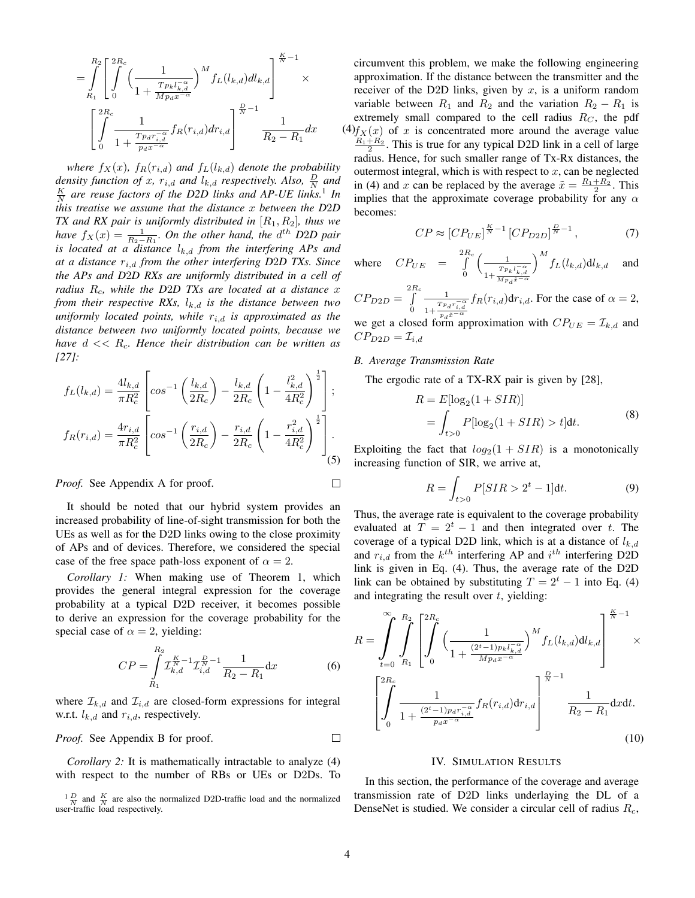$$= \int_{R_1}^{R_2} \left[ \int_0^{2R_c} \Big( \frac{1}{1+\frac{Tp_k l_{k,d}^{-\alpha}}{Mp_d x^{-\alpha}}} \Big)^M f_L(l_{k,d}) dl_{k,d} \right]^{\frac{K}{N}-1} \times \left[ \int_0^{2R_c} \frac{1}{1+\frac{Tp_d r_{i,d}^{-\alpha}}{p_d x^{-\alpha}}} f_R(r_{i,d}) dr_{i,d} \right]^{\frac{D}{N}-1} \frac{1}{R_2-R_1} dx \tag{4}$$

*where $f_X(x)$, $f_R(r_{i,d})$ and $f_L(l_{k,d})$ denote the probability density function of $x$, $r_{i,d}$ and $l_{k,d}$ respectively. Also, $\frac{D}{N}$ and $\frac{K}{N}$ are reuse factors of the D2D links and AP-UE links.*[1] *In this treatise we assume that the distance $x$ between the D2D TX and RX pair is uniformly distributed in $[R_1, R_2]$, thus we have $f_X(x) = \frac{1}{R_2-R_1}$. On the other hand, the $d^{th}$ D2D pair is located at a distance $l_{k,d}$ from the interfering APs and at a distance $r_{i,d}$ from the other interfering D2D TXs. Since the APs and D2D RXs are uniformly distributed in a cell of radius $R_c$, while the D2D TXs are located at a distance $x$ from their respective RXs, $l_{k,d}$ is the distance between two uniformly located points, while $r_{i,d}$ is approximated as the distance between two uniformly located points, because we have $d << R_c$. Hence their distribution can be written as [27]:*

$$f_L(l_{k,d}) = \frac{4l_{k,d}}{\pi R_c^2} \left[ cos^{-1}\left(\frac{l_{k,d}}{2R_c}\right) - \frac{l_{k,d}}{2R_c}\left(1 - \frac{l_{k,d}^2}{4R_c^2}\right)^{\frac{1}{2}} \right];$$
$$f_R(r_{i,d}) = \frac{4r_{i,d}}{\pi R_c^2} \left[ cos^{-1}\left(\frac{r_{i,d}}{2R_c}\right) - \frac{r_{i,d}}{2R_c}\left(1 - \frac{r_{i,d}^2}{4R_c^2}\right)^{\frac{1}{2}} \right]. \tag{5}$$

*Proof.* See Appendix A for proof. □

It should be noted that our hybrid system provides an increased probability of line-of-sight transmission for both the UEs as well as for the D2D links owing to the close proximity of APs and of devices. Therefore, we considered the special case of the free space path-loss exponent of $\alpha = 2$.

*Corollary 1:* When making use of Theorem 1, which provides the general integral expression for the coverage probability at a typical D2D receiver, it becomes possible to derive an expression for the coverage probability for the special case of $\alpha = 2$, yielding:

$$CP = \int_{R_1}^{R_2} \mathcal{I}_{k,d}^{\frac{K}{N}-1} \mathcal{I}_{i,d}^{\frac{D}{N}-1} \frac{1}{R_2-R_1} \mathrm{d}x \tag{6}$$

where $\mathcal{I}_{k,d}$ and $\mathcal{I}_{i,d}$ are closed-form expressions for integral w.r.t. $l_{k,d}$ and $r_{i,d}$, respectively.

*Proof.* See Appendix B for proof. □

*Corollary 2:* It is mathematically intractable to analyze (4) with respect to the number of RBs or UEs or D2Ds. To circumvent this problem, we make the following engineering approximation. If the distance between the transmitter and the receiver of the D2D links, given by $x$, is a uniform random variable between $R_1$ and $R_2$ and the variation $R_2 - R_1$ is extremely small compared to the cell radius $R_C$, the pdf $f_X(x)$ of $x$ is concentrated more around the average value $\frac{R_1+R_2}{2}$. This is true for any typical D2D link in a cell of large radius. Hence, for such smaller range of Tx-Rx distances, the outermost integral, which is with respect to $x$, can be neglected in (4) and $x$ can be replaced by the average $\tilde{x} = \frac{R_1+R_2}{2}$. This implies that the approximate coverage probability for any $\alpha$ becomes:

$$CP \approx [CP_{UE}]^{\frac{K}{N}-1} [CP_{D2D}]^{\frac{D}{N}-1}, \tag{7}$$

where $CP_{UE} = \int_0^{2R_c} \Big( \frac{1}{1+\frac{Tp_k l_{k,d}^{-\alpha}}{Mp_d \tilde{x}^{-\alpha}}} \Big)^M f_L(l_{k,d}) \mathrm{d}l_{k,d}$ and $CP_{D2D} = \int_0^{2R_c} \frac{1}{1+\frac{Tp_d r_{i,d}^{-\alpha}}{p_d \tilde{x}^{-\alpha}}} f_R(r_{i,d}) \mathrm{d}r_{i,d}$. For the case of $\alpha = 2$, we get a closed form approximation with $CP_{UE} = \mathcal{I}_{k,d}$ and $CP_{D2D} = \mathcal{I}_{i,d}$

### B. Average Transmission Rate

The ergodic rate of a TX-RX pair is given by [28],

$$\begin{aligned} R &= E[\log_2(1 + SIR)] \\ &= \int_{t>0} P[\log_2(1 + SIR) > t] \mathrm{d}t. \end{aligned} \tag{8}$$

Exploiting the fact that $log_2(1 + SIR)$ is a monotonically increasing function of SIR, we arrive at,

$$R = \int_{t>0} P[SIR > 2^t - 1] \mathrm{d}t. \tag{9}$$

Thus, the average rate is equivalent to the coverage probability evaluated at $T = 2^t - 1$ and then integrated over $t$. The coverage of a typical D2D link, which is at a distance of $l_{k,d}$ and $r_{i,d}$ from the $k^{th}$ interfering AP and $i^{th}$ interfering D2D link is given in Eq. (4). Thus, the average rate of the D2D link can be obtained by substituting $T = 2^t - 1$ into Eq. (4) and integrating the result over $t$, yielding:

$$R = \int_{t=0}^{\infty} \int_{R_1}^{R_2} \left[ \int_0^{2R_c} \Big( \frac{1}{1+\frac{(2^t-1)p_k l_{k,d}^{-\alpha}}{Mp_d x^{-\alpha}}} \Big)^M f_L(l_{k,d}) \mathrm{d}l_{k,d} \right]^{\frac{K}{N}-1} \times \left[ \int_0^{2R_c} \frac{1}{1+\frac{(2^t-1)p_d r_{i,d}^{-\alpha}}{p_d x^{-\alpha}}} f_R(r_{i,d}) \mathrm{d}r_{i,d} \right]^{\frac{D}{N}-1} \frac{1}{R_2-R_1} \mathrm{d}x \mathrm{d}t. \tag{10}$$

## IV. Simulation Results

In this section, the performance of the coverage and average transmission rate of D2D links underlaying the DL of a DenseNet is studied. We consider a circular cell of radius $R_c$,

---

[1] $\frac{D}{N}$ and $\frac{K}{N}$ are also the normalized D2D-traffic load and the normalized user-traffic load respectively.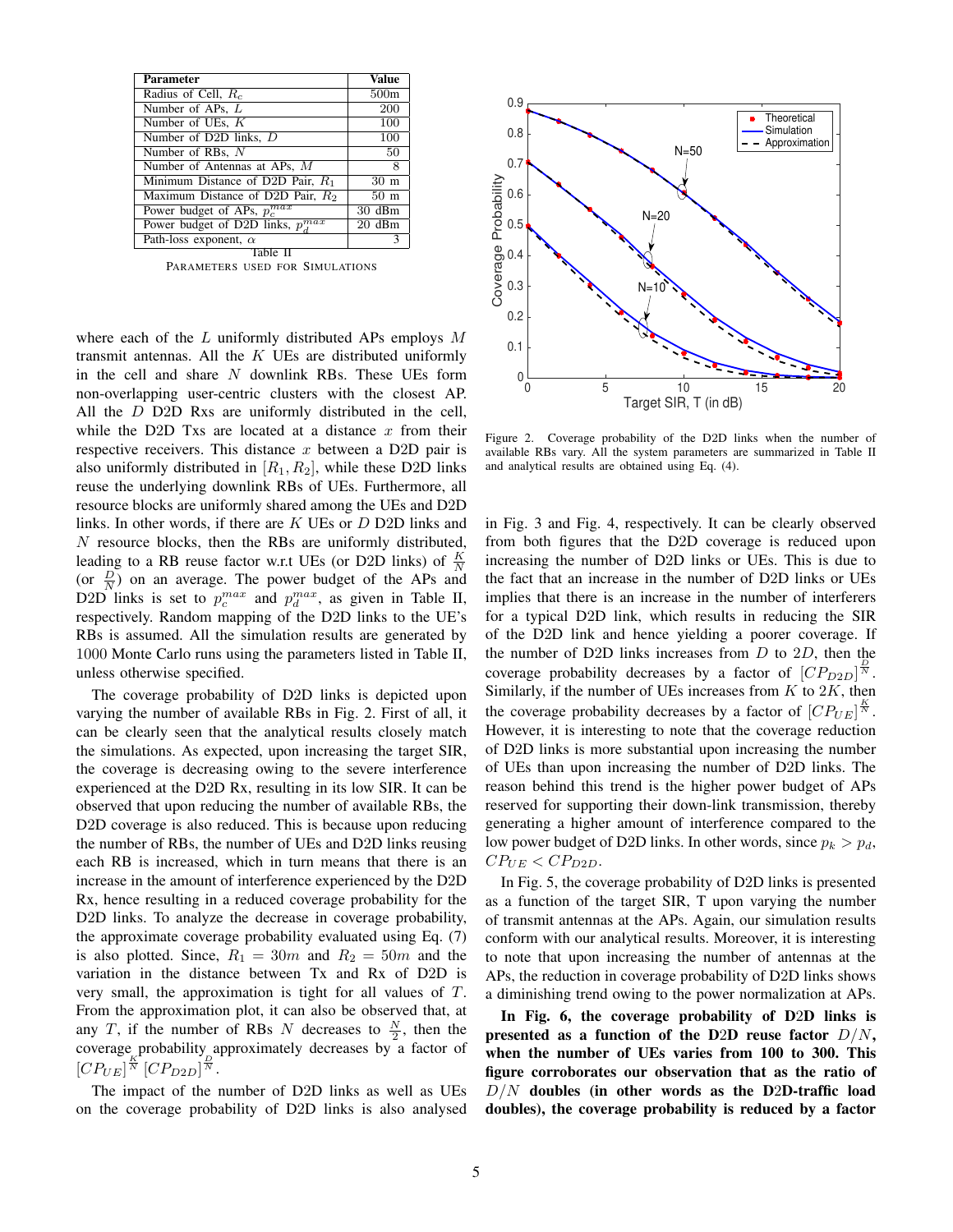| Parameter | Value |
| --- | --- |
| Radius of Cell, $R_c$ | 500m |
| Number of APs, $L$ | 200 |
| Number of UEs, $K$ | 100 |
| Number of D2D links, $D$ | 100 |
| Number of RBs, $N$ | 50 |
| Number of Antennas at APs, $M$ | 8 |
| Minimum Distance of D2D Pair, $R_1$ | 30 m |
| Maximum Distance of D2D Pair, $R_2$ | 50 m |
| Power budget of APs, $p_c^{max}$ | 30 dBm |
| Power budget of D2D links, $p_d^{max}$ | 20 dBm |
| Path-loss exponent, $\alpha$ | 3 |

Table II
PARAMETERS USED FOR SIMULATIONS

where each of the $L$ uniformly distributed APs employs $M$ transmit antennas. All the $K$ UEs are distributed uniformly in the cell and share $N$ downlink RBs. These UEs form non-overlapping user-centric clusters with the closest AP. All the $D$ D2D Rxs are uniformly distributed in the cell, while the D2D Txs are located at a distance $x$ from their respective receivers. This distance $x$ between a D2D pair is also uniformly distributed in $[R_1, R_2]$, while these D2D links reuse the underlying downlink RBs of UEs. Furthermore, all resource blocks are uniformly shared among the UEs and D2D links. In other words, if there are $K$ UEs or $D$ D2D links and $N$ resource blocks, then the RBs are uniformly distributed, leading to a RB reuse factor w.r.t UEs (or D2D links) of $\frac{K}{N}$ (or $\frac{D}{N}$) on an average. The power budget of the APs and D2D links is set to $p_c^{max}$ and $p_d^{max}$, as given in Table II, respectively. Random mapping of the D2D links to the UE's RBs is assumed. All the simulation results are generated by $1000$ Monte Carlo runs using the parameters listed in Table II, unless otherwise specified.

The coverage probability of D2D links is depicted upon varying the number of available RBs in Fig. 2. First of all, it can be clearly seen that the analytical results closely match the simulations. As expected, upon increasing the target SIR, the coverage is decreasing owing to the severe interference experienced at the D2D Rx, resulting in its low SIR. It can be observed that upon reducing the number of available RBs, the D2D coverage is also reduced. This is because upon reducing the number of RBs, the number of UEs and D2D links reusing each RB is increased, which in turn means that there is an increase in the amount of interference experienced by the D2D Rx, hence resulting in a reduced coverage probability for the D2D links. To analyze the decrease in coverage probability, the approximate coverage probability evaluated using Eq. (7) is also plotted. Since, $R_1 = 30m$ and $R_2 = 50m$ and the variation in the distance between Tx and Rx of D2D is very small, the approximation is tight for all values of $T$. From the approximation plot, it can also be observed that, at any $T$, if the number of RBs $N$ decreases to $\frac{N}{2}$, then the coverage probability approximately decreases by a factor of $[CP_{UE}]^{\frac{K}{N}} [CP_{D2D}]^{\frac{D}{N}}$.

The impact of the number of D2D links as well as UEs on the coverage probability of D2D links is also analysed in Fig. 3 and Fig. 4, respectively. It can be clearly observed from both figures that the D2D coverage is reduced upon increasing the number of D2D links or UEs. This is due to the fact that an increase in the number of D2D links or UEs implies that there is an increase in the number of interferers for a typical D2D link, which results in reducing the SIR of the D2D link and hence yielding a poorer coverage. If the number of D2D links increases from $D$ to $2D$, then the coverage probability decreases by a factor of $[CP_{D2D}]^{\frac{D}{N}}$. Similarly, if the number of UEs increases from $K$ to $2K$, then the coverage probability decreases by a factor of $[CP_{UE}]^{\frac{K}{N}}$. However, it is interesting to note that the coverage reduction of D2D links is more substantial upon increasing the number of UEs than upon increasing the number of D2D links. The reason behind this trend is the higher power budget of APs reserved for supporting their down-link transmission, thereby generating a higher amount of interference compared to the low power budget of D2D links. In other words, since $p_k > p_d$, $CP_{UE} < CP_{D2D}$.

Figure 2. Coverage probability of the D2D links when the number of available RBs vary. All the system parameters are summarized in Table II and analytical results are obtained using Eq. (4).

In Fig. 5, the coverage probability of D2D links is presented as a function of the target SIR, T upon varying the number of transmit antennas at the APs. Again, our simulation results conform with our analytical results. Moreover, it is interesting to note that upon increasing the number of antennas at the APs, the reduction in coverage probability of D2D links shows a diminishing trend owing to the power normalization at APs.

**In Fig. 6, the coverage probability of D2D links is presented as a function of the D2D reuse factor $D/N$, when the number of UEs varies from 100 to 300. This figure corroborates our observation that as the ratio of $D/N$ doubles (in other words as the D2D-traffic load doubles), the coverage probability is reduced by a factor**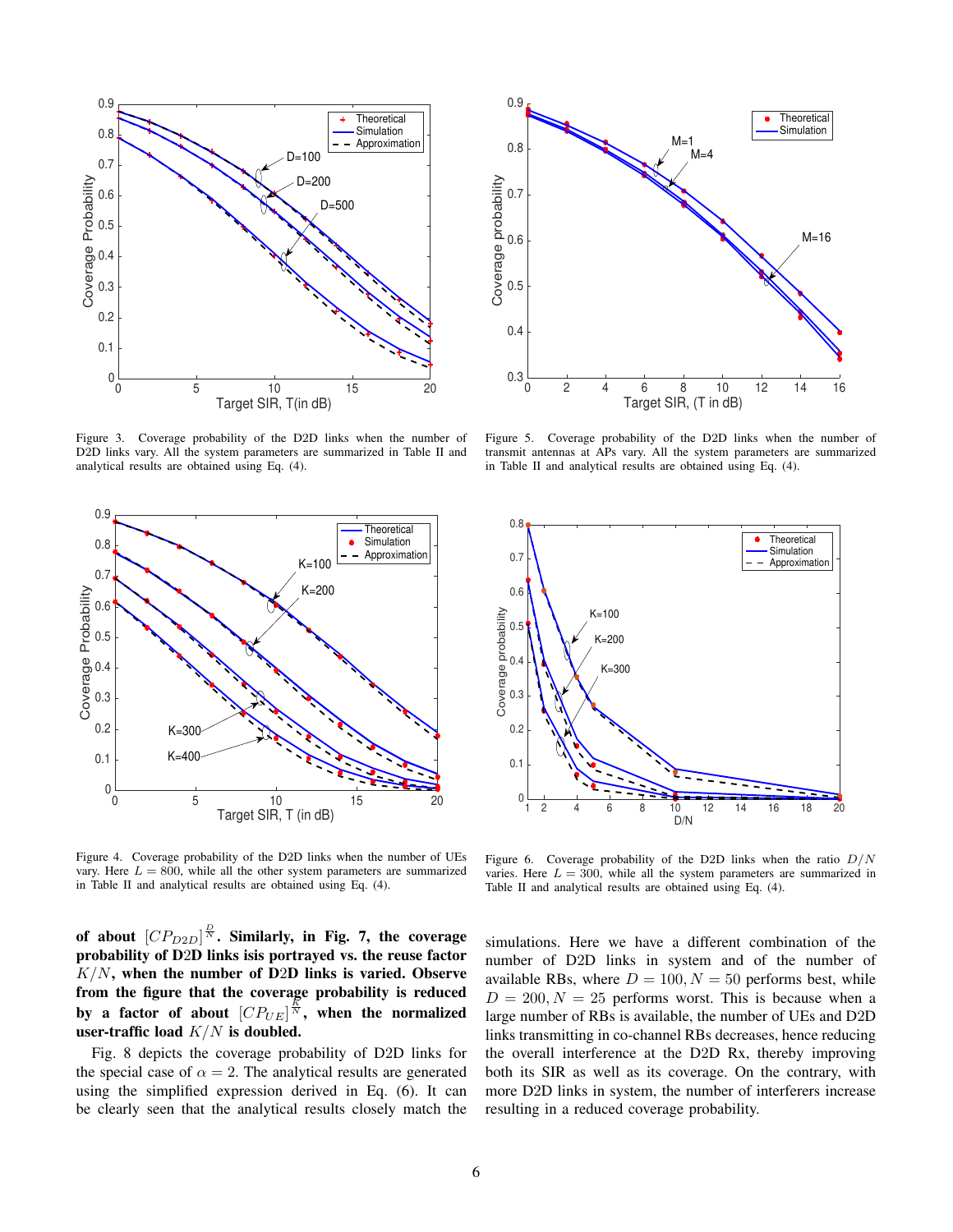Figure 3. Coverage probability of the D2D links when the number of D2D links vary. All the system parameters are summarized in Table II and analytical results are obtained using Eq. (4).

Figure 5. Coverage probability of the D2D links when the number of transmit antennas at APs vary. All the system parameters are summarized in Table II and analytical results are obtained using Eq. (4).

Figure 4. Coverage probability of the D2D links when the number of UEs vary. Here $L = 800$, while all the other system parameters are summarized in Table II and analytical results are obtained using Eq. (4).

Figure 6. Coverage probability of the D2D links when the ratio $D/N$ varies. Here $L = 300$, while all the system parameters are summarized in Table II and analytical results are obtained using Eq. (4).

**of about $[CP_{D2D}]^{\frac{D}{N}}$. Similarly, in Fig. 7, the coverage probability of D2D links isis portrayed vs. the reuse factor $K/N$, when the number of D2D links is varied. Observe from the figure that the coverage probability is reduced by a factor of about $[CP_{UE}]^{\frac{K}{N}}$, when the normalized user-traffic load $K/N$ is doubled.**

Fig. 8 depicts the coverage probability of D2D links for the special case of $\alpha = 2$. The analytical results are generated using the simplified expression derived in Eq. (6). It can be clearly seen that the analytical results closely match the simulations. Here we have a different combination of the number of D2D links in system and of the number of available RBs, where $D = 100, N = 50$ performs best, while $D = 200, N = 25$ performs worst. This is because when a large number of RBs is available, the number of UEs and D2D links transmitting in co-channel RBs decreases, hence reducing the overall interference at the D2D Rx, thereby improving both its SIR as well as its coverage. On the contrary, with more D2D links in system, the number of interferers increase resulting in a reduced coverage probability.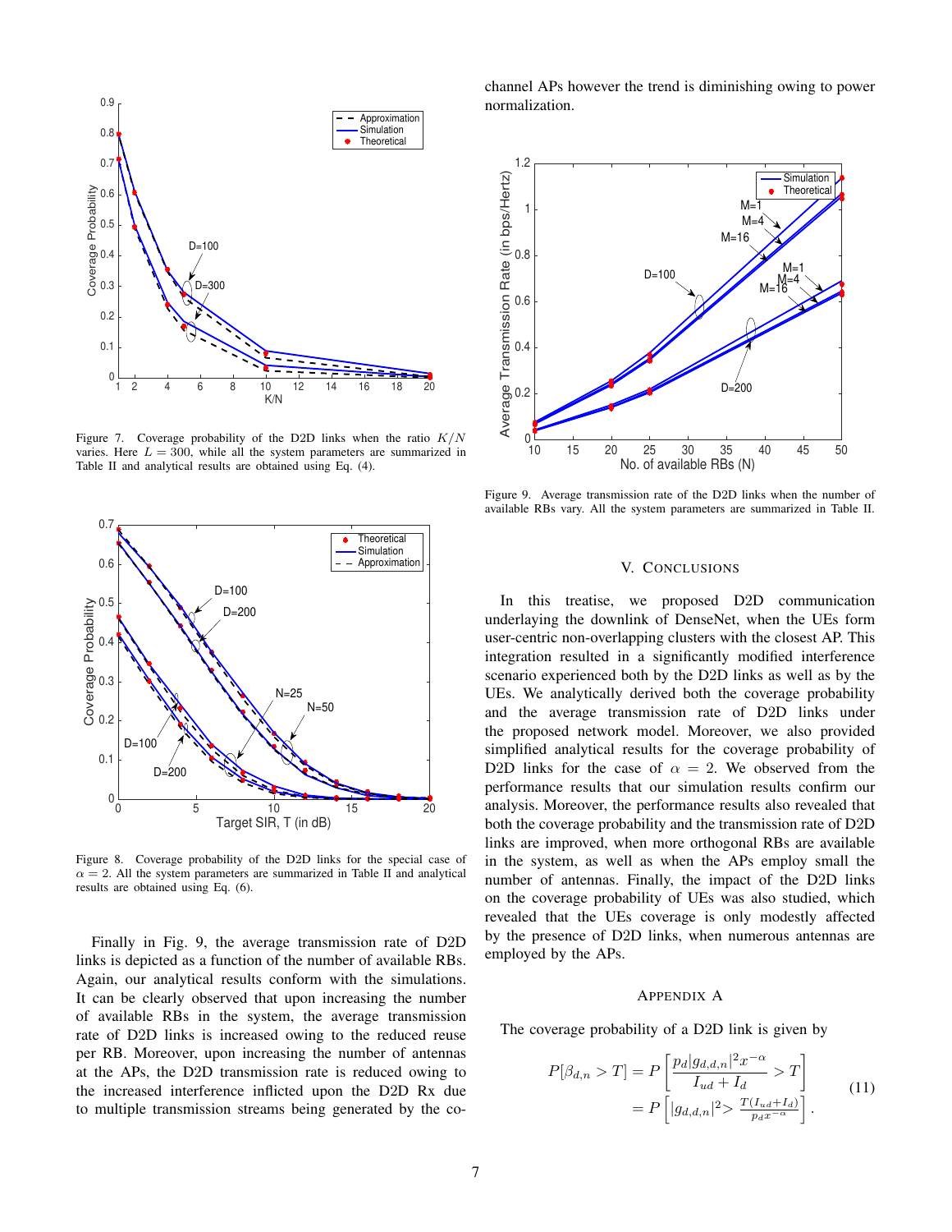Figure 7. Coverage probability of the D2D links when the ratio $K/N$ varies. Here $L = 300$, while all the system parameters are summarized in Table II and analytical results are obtained using Eq. (4).

Figure 8. Coverage probability of the D2D links for the special case of $\alpha = 2$. All the system parameters are summarized in Table II and analytical results are obtained using Eq. (6).

Finally in Fig. 9, the average transmission rate of D2D links is depicted as a function of the number of available RBs. Again, our analytical results conform with the simulations. It can be clearly observed that upon increasing the number of available RBs in the system, the average transmission rate of D2D links is increased owing to the reduced reuse per RB. Moreover, upon increasing the number of antennas at the APs, the D2D transmission rate is reduced owing to the increased interference inflicted upon the D2D Rx due to multiple transmission streams being generated by the co-channel APs however the trend is diminishing owing to power normalization.

Figure 9. Average transmission rate of the D2D links when the number of available RBs vary. All the system parameters are summarized in Table II.

## V. Conclusions

In this treatise, we proposed D2D communication underlaying the downlink of DenseNet, when the UEs form user-centric non-overlapping clusters with the closest AP. This integration resulted in a significantly modified interference scenario experienced both by the D2D links as well as by the UEs. We analytically derived both the coverage probability and the average transmission rate of D2D links under the proposed network model. Moreover, we also provided simplified analytical results for the coverage probability of D2D links for the case of $\alpha = 2$. We observed from the performance results that our simulation results confirm our analysis. Moreover, the performance results also revealed that both the coverage probability and the transmission rate of D2D links are improved, when more orthogonal RBs are available in the system, as well as when the APs employ small the number of antennas. Finally, the impact of the D2D links on the coverage probability of UEs was also studied, which revealed that the UEs coverage is only modestly affected by the presence of D2D links, when numerous antennas are employed by the APs.

## Appendix A

The coverage probability of a D2D link is given by

$$P[\beta_{d,n} > T] = P\left[\frac{p_d|g_{d,d,n}|^2 x^{-\alpha}}{I_{ud} + I_d} > T\right] = P\left[|g_{d,d,n}|^2 > \frac{T(I_{ud}+I_d)}{p_d x^{-\alpha}}\right]. \tag{11}$$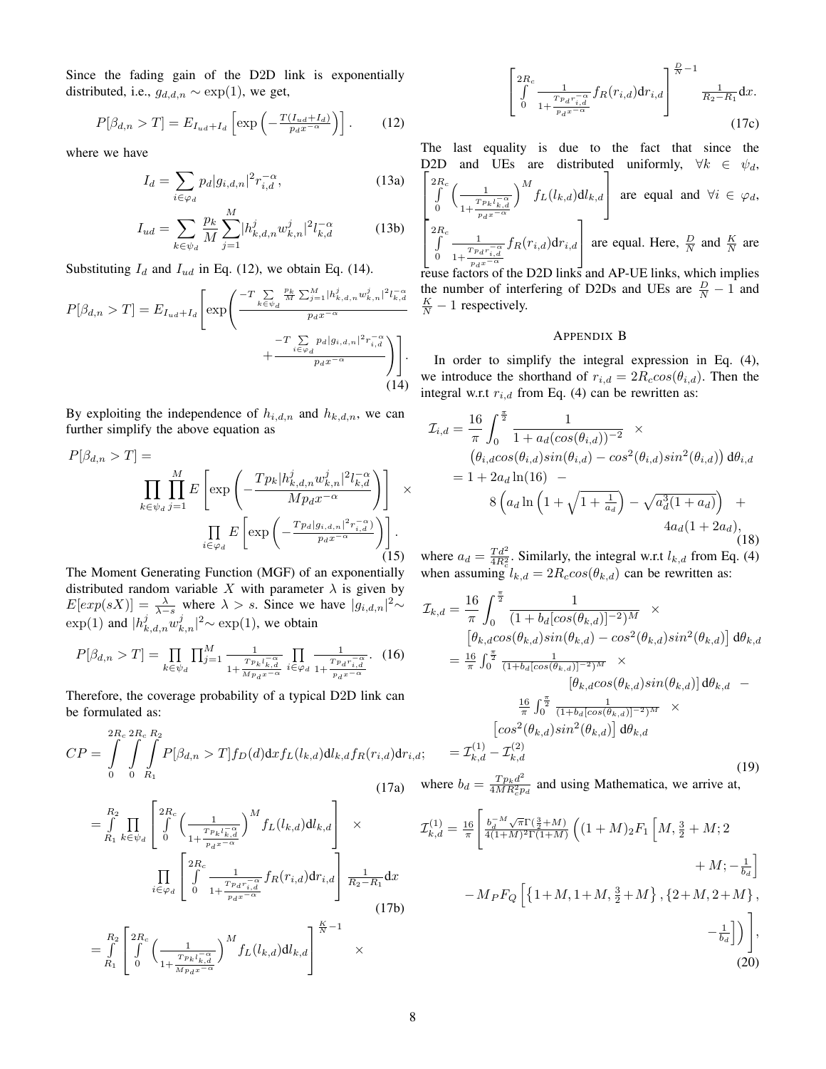Since the fading gain of the D2D link is exponentially distributed, i.e., $g_{d,d,n} \sim \exp(1)$, we get,

$$P[\beta_{d,n} > T] = E_{I_{ud}+I_d}\left[\exp\left(-\frac{T(I_{ud}+I_d)}{p_d x^{-\alpha}}\right)\right]. \tag{12}$$

where we have

$$I_d = \sum_{i\in\varphi_d} p_d |g_{i,d,n}|^2 r_{i,d}^{-\alpha}, \tag{13a}$$

$$I_{ud} = \sum_{k\in\psi_d} \frac{p_k}{M} \sum_{j=1}^{M} |h_{k,d,n}^j w_{k,n}^j|^2 l_{k,d}^{-\alpha} \tag{13b}$$

Substituting $I_d$ and $I_{ud}$ in Eq. (12), we obtain Eq. (14).

$$P[\beta_{d,n} > T] = E_{I_{ud}+I_d}\left[\exp\left(\frac{-T\sum_{k\in\psi_d}\frac{p_k}{M}\sum_{j=1}^{M}|h_{k,d,n}^j w_{k,n}^j|^2 l_{k,d}^{-\alpha}}{p_d x^{-\alpha}} + \frac{-T\sum_{i\in\varphi_d} p_d |g_{i,d,n}|^2 r_{i,d}^{-\alpha}}{p_d x^{-\alpha}}\right)\right]. \tag{14}$$

By exploiting the independence of $h_{i,d,n}$ and $h_{k,d,n}$, we can further simplify the above equation as

$$P[\beta_{d,n} > T] = \prod_{k\in\psi_d}\prod_{j=1}^{M} E\left[\exp\left(-\frac{Tp_k|h_{k,d,n}^j w_{k,n}^j|^2 l_{k,d}^{-\alpha}}{Mp_d x^{-\alpha}}\right)\right] \times \prod_{i\in\varphi_d} E\left[\exp\left(-\frac{Tp_d|g_{i,d,n}|^2 r_{i,d}^{-\alpha})}{p_d x^{-\alpha}}\right)\right]. \tag{15}$$

The Moment Generating Function (MGF) of an exponentially distributed random variable $X$ with parameter $\lambda$ is given by $E[exp(sX)] = \frac{\lambda}{\lambda - s}$ where $\lambda > s$. Since we have $|g_{i,d,n}|^2 \sim \exp(1)$ and $|h_{k,d,n}^j w_{k,n}^j|^2 \sim \exp(1)$, we obtain

$$P[\beta_{d,n} > T] = \prod_{k\in\psi_d}\prod_{j=1}^{M}\frac{1}{1+\frac{Tp_k l_{k,d}^{-\alpha}}{Mp_d x^{-\alpha}}}\prod_{i\in\varphi_d}\frac{1}{1+\frac{Tp_d r_{i,d}^{-\alpha}}{p_d x^{-\alpha}}}. \tag{16}$$

Therefore, the coverage probability of a typical D2D link can be formulated as:

$$CP = \int_0^{2R_c}\int_0^{2R_c}\int_{R_1}^{R_2} P[\beta_{d,n} > T] f_D(d)\mathrm{d}x f_L(l_{k,d})\mathrm{d}l_{k,d} f_R(r_{i,d})\mathrm{d}r_{i,d}; \tag{17a}$$

$$= \int_{R_1}^{R_2}\prod_{k\in\psi_d}\left[\int_0^{2R_c}\left(\frac{1}{1+\frac{Tp_k l_{k,d}^{-\alpha}}{p_d x^{-\alpha}}}\right)^M f_L(l_{k,d})\mathrm{d}l_{k,d}\right] \times \prod_{i\in\varphi_d}\left[\int_0^{2R_c}\frac{1}{1+\frac{Tp_d r_{i,d}^{-\alpha}}{p_d x^{-\alpha}}} f_R(r_{i,d})\mathrm{d}r_{i,d}\right]\frac{1}{R_2-R_1}\mathrm{d}x \tag{17b}$$

$$= \int_{R_1}^{R_2}\left[\int_0^{2R_c}\left(\frac{1}{1+\frac{Tp_k l_{k,d}^{-\alpha}}{Mp_d x^{-\alpha}}}\right)^M f_L(l_{k,d})\mathrm{d}l_{k,d}\right]^{\frac{K}{N}-1} \times \left[\int_0^{2R_c}\frac{1}{1+\frac{Tp_d r_{i,d}^{-\alpha}}{p_d x^{-\alpha}}} f_R(r_{i,d})\mathrm{d}r_{i,d}\right]^{\frac{D}{N}-1}\frac{1}{R_2-R_1}\mathrm{d}x. \tag{17c}$$

The last equality is due to the fact that since the D2D and UEs are distributed uniformly, $\forall k \in \psi_d$, $\left[\int_0^{2R_c}\left(\frac{1}{1+\frac{Tp_k l_{k,d}^{-\alpha}}{p_d x^{-\alpha}}}\right)^M f_L(l_{k,d})\mathrm{d}l_{k,d}\right]$ are equal and $\forall i \in \varphi_d$, $\left[\int_0^{2R_c}\frac{1}{1+\frac{Tp_d r_{i,d}^{-\alpha}}{p_d x^{-\alpha}}} f_R(r_{i,d})\mathrm{d}r_{i,d}\right]$ are equal. Here, $\frac{D}{N}$ and $\frac{K}{N}$ are reuse factors of the D2D links and AP-UE links, which implies the number of interfering of D2Ds and UEs are $\frac{D}{N}-1$ and $\frac{K}{N}-1$ respectively.

## Appendix B

In order to simplify the integral expression in Eq. (4), we introduce the shorthand of $r_{i,d} = 2R_c cos(\theta_{i,d})$. Then the integral w.r.t $r_{i,d}$ from Eq. (4) can be rewritten as:

$$\begin{aligned}\mathcal{I}_{i,d} &= \frac{16}{\pi}\int_0^{\frac{\pi}{2}}\frac{1}{1+a_d(cos(\theta_{i,d}))^{-2}} \times \\ &\quad \left(\theta_{i,d}cos(\theta_{i,d})sin(\theta_{i,d}) - cos^2(\theta_{i,d})sin^2(\theta_{i,d})\right)\mathrm{d}\theta_{i,d} \\ &= 1 + 2a_d\ln(16) - 8\left(a_d\ln\left(1+\sqrt{1+\tfrac{1}{a_d}}\right) - \sqrt{a_d^3(1+a_d)}\right) + 4a_d(1+2a_d),\end{aligned} \tag{18}$$

where $a_d = \frac{Td^2}{4R_c^2}$. Similarly, the integral w.r.t $l_{k,d}$ from Eq. (4) when assuming $l_{k,d} = 2R_c cos(\theta_{k,d})$ can be rewritten as:

$$\begin{aligned}\mathcal{I}_{k,d} &= \frac{16}{\pi}\int_0^{\frac{\pi}{2}}\frac{1}{(1+b_d[cos(\theta_{k,d})]^{-2})^M} \times \\ &\quad \left[\theta_{k,d}cos(\theta_{k,d})sin(\theta_{k,d}) - cos^2(\theta_{k,d})sin^2(\theta_{k,d})\right]\mathrm{d}\theta_{k,d} \\ &= \tfrac{16}{\pi}\int_0^{\frac{\pi}{2}}\tfrac{1}{(1+b_d[cos(\theta_{k,d})]^{-2})^M} \times \left[\theta_{k,d}cos(\theta_{k,d})sin(\theta_{k,d})\right]\mathrm{d}\theta_{k,d} - \\ &\quad \tfrac{16}{\pi}\int_0^{\frac{\pi}{2}}\tfrac{1}{(1+b_d[cos(\theta_{k,d})]^{-2})^M} \times \left[cos^2(\theta_{k,d})sin^2(\theta_{k,d})\right]\mathrm{d}\theta_{k,d} \\ &= \mathcal{I}_{k,d}^{(1)} - \mathcal{I}_{k,d}^{(2)}\end{aligned} \tag{19}$$

where $b_d = \frac{Tp_k d^2}{4MR_c^2 p_d}$ and using Mathematica, we arrive at,

$$\mathcal{I}_{k,d}^{(1)} = \tfrac{16}{\pi}\left[\tfrac{b_d^{-M}\sqrt{\pi}\Gamma(\frac{3}{2}+M)}{4(1+M)^2\Gamma(1+M)}\left((1+M)_2F_1\left[M,\tfrac{3}{2}+M;2+M;-\tfrac{1}{b_d}\right] - M_PF_Q\left[\left\{1+M,1+M,\tfrac{3}{2}+M\right\},\left\{2+M,2+M\right\},-\tfrac{1}{b_d}\right]\right)\right], \tag{20}$$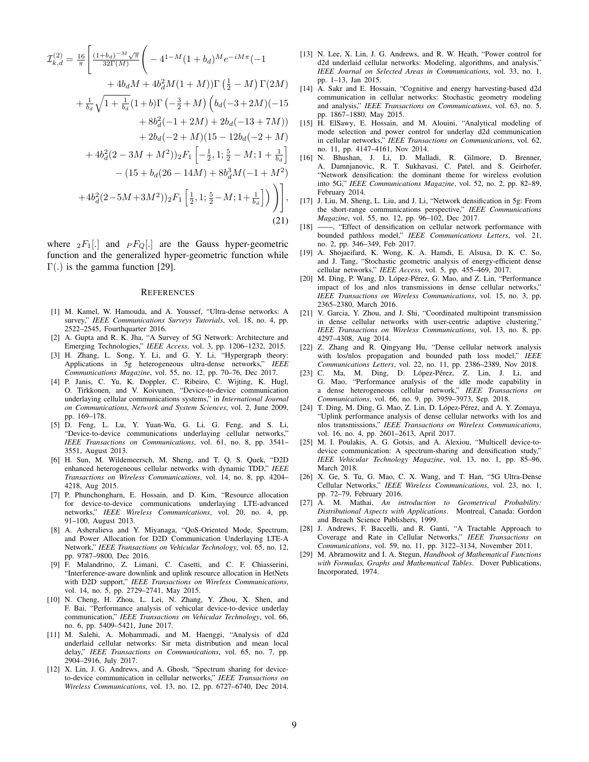$$
\begin{aligned}
\mathcal{I}_{k,d}^{(2)} = \frac{16}{\pi}\Bigg[ \frac{(1+b_d)^{-M}\sqrt{\pi}}{32\Gamma(M)} \Bigg( & -4^{1-M}(1+b_d)^M e^{-iM\pi}(-1 \\
& + 4b_d M + 4b_d^2 M(1+M))\Gamma\left(\tfrac{1}{2}-M\right)\Gamma(2M) \\
& + \tfrac{1}{b_d}\sqrt{1+\tfrac{1}{b_d}}(1+b)\Gamma\left(-\tfrac{3}{2}+M\right)\Big(b_d(-3+2M)(-15 \\
& + 8b_d^2(-1+2M) + 2b_d(-13+7M)) \\
& + 2b_d(-2+M)(15-12b_d(-2+M) \\
& + 4b_d^2(2-3M+M^2))_2F_1\left[-\tfrac{1}{2},1;\tfrac{5}{2}-M;1+\tfrac{1}{b_d}\right] \\
& - (15+b_d(26-14M)+8b_d^3M(-1+M^2) \\
& + 4b_d^2(2-5M+3M^2))_2F_1\left[\tfrac{1}{2},1;\tfrac{5}{2}-M;1+\tfrac{1}{b_d}\right]\Big)\Bigg)\Bigg],
\end{aligned} \tag{21}
$$

where ${}_2F_1[.]$ and ${}_PF_Q[.]$ are the Gauss hyper-geometric function and the generalized hyper-geometric function while $\Gamma(.)$ is the gamma function [29].

## References

[1] M. Kamel, W. Hamouda, and A. Youssef, "Ultra-dense networks: A survey," *IEEE Communications Surveys Tutorials*, vol. 18, no. 4, pp. 2522–2545, Fourthquarter 2016.

[2] A. Gupta and R. K. Jha, "A Survey of 5G Network: Architecture and Emerging Technologies," *IEEE Access*, vol. 3, pp. 1206–1232, 2015.

[3] H. Zhang, L. Song, Y. Li, and G. Y. Li, "Hypergraph theory: Applications in 5g heterogeneous ultra-dense networks," *IEEE Communications Magazine*, vol. 55, no. 12, pp. 70–76, Dec 2017.

[4] P. Janis, C. Yu, K. Doppler, C. Ribeiro, C. Wijting, K. Hugl, O. Tirkkonen, and V. Koivunen, "Device-to-device communication underlaying cellular communications systems," in *International Journal on Communications, Network and System Sciences*, vol. 2, June 2009, pp. 169–178.

[5] D. Feng, L. Lu, Y. Yuan-Wu, G. Li, G. Feng, and S. Li, "Device-to-device communications underlaying cellular networks," *IEEE Transactions on Communications*, vol. 61, no. 8, pp. 3541–3551, August 2013.

[6] H. Sun, M. Wildemeersch, M. Sheng, and T. Q. S. Quek, "D2D enhanced heterogeneous cellular networks with dynamic TDD," *IEEE Transactions on Wireless Communications*, vol. 14, no. 8, pp. 4204–4218, Aug 2015.

[7] P. Phunchongharn, E. Hossain, and D. Kim, "Resource allocation for device-to-device communications underlaying LTE-advanced networks," *IEEE Wireless Communications*, vol. 20, no. 4, pp. 91–100, August 2013.

[8] A. Asheralieva and Y. Miyanaga, "QoS-Oriented Mode, Spectrum, and Power Allocation for D2D Communication Underlaying LTE-A Network," *IEEE Transactions on Vehicular Technology*, vol. 65, no. 12, pp. 9787–9800, Dec 2016.

[9] F. Malandrino, Z. Limani, C. Casetti, and C. F. Chiasserini, "Interference-aware downlink and uplink resource allocation in HetNets with D2D support," *IEEE Transactions on Wireless Communications*, vol. 14, no. 5, pp. 2729–2741, May 2015.

[10] N. Cheng, H. Zhou, L. Lei, N. Zhang, Y. Zhou, X. Shen, and F. Bai, "Performance analysis of vehicular device-to-device underlay communication," *IEEE Transactions on Vehicular Technology*, vol. 66, no. 6, pp. 5409–5421, June 2017.

[11] M. Salehi, A. Mohammadi, and M. Haenggi, "Analysis of d2d underlaid cellular networks: Sir meta distribution and mean local delay," *IEEE Transactions on Communications*, vol. 65, no. 7, pp. 2904–2916, July 2017.

[12] X. Lin, J. G. Andrews, and A. Ghosh, "Spectrum sharing for device-to-device communication in cellular networks," *IEEE Transactions on Wireless Communications*, vol. 13, no. 12, pp. 6727–6740, Dec 2014.

[13] N. Lee, X. Lin, J. G. Andrews, and R. W. Heath, "Power control for d2d underlaid cellular networks: Modeling, algorithms, and analysis," *IEEE Journal on Selected Areas in Communications*, vol. 33, no. 1, pp. 1–13, Jan 2015.

[14] A. Sakr and E. Hossain, "Cognitive and energy harvesting-based d2d communication in cellular networks: Stochastic geometry modeling and analysis," *IEEE Transactions on Communications*, vol. 63, no. 5, pp. 1867–1880, May 2015.

[15] H. ElSawy, E. Hossain, and M. Alouini, "Analytical modeling of mode selection and power control for underlay d2d communication in cellular networks," *IEEE Transactions on Communications*, vol. 62, no. 11, pp. 4147–4161, Nov 2014.

[16] N. Bhushan, J. Li, D. Malladi, R. Gilmore, D. Brenner, A. Damnjanovic, R. T. Sukhavasi, C. Patel, and S. Geirhofer, "Network densification: the dominant theme for wireless evolution into 5G," *IEEE Communications Magazine*, vol. 52, no. 2, pp. 82–89, February 2014.

[17] J. Liu, M. Sheng, L. Liu, and J. Li, "Network densification in 5g: From the short-range communications perspective," *IEEE Communications Magazine*, vol. 55, no. 12, pp. 96–102, Dec 2017.

[18] ——, "Effect of densification on cellular network performance with bounded pathloss model," *IEEE Communications Letters*, vol. 21, no. 2, pp. 346–349, Feb 2017.

[19] A. Shojaeifard, K. Wong, K. A. Hamdi, E. Alsusa, D. K. C. So, and J. Tang, "Stochastic geometric analysis of energy-efficient dense cellular networks," *IEEE Access*, vol. 5, pp. 455–469, 2017.

[20] M. Ding, P. Wang, D. López-Pérez, G. Mao, and Z. Lin, "Performance impact of los and nlos transmissions in dense cellular networks," *IEEE Transactions on Wireless Communications*, vol. 15, no. 3, pp. 2365–2380, March 2016.

[21] V. Garcia, Y. Zhou, and J. Shi, "Coordinated multipoint transmission in dense cellular networks with user-centric adaptive clustering," *IEEE Transactions on Wireless Communications*, vol. 13, no. 8, pp. 4297–4308, Aug 2014.

[22] Z. Zhang and R. Qingyang Hu, "Dense cellular network analysis with los/nlos propagation and bounded path loss model," *IEEE Communications Letters*, vol. 22, no. 11, pp. 2386–2389, Nov 2018.

[23] C. Ma, M. Ding, D. López-Pérez, Z. Lin, J. Li, and G. Mao, "Performance analysis of the idle mode capability in a dense heterogeneous cellular network," *IEEE Transactions on Communications*, vol. 66, no. 9, pp. 3959–3973, Sep. 2018.

[24] T. Ding, M. Ding, G. Mao, Z. Lin, D. López-Pérez, and A. Y. Zomaya, "Uplink performance analysis of dense cellular networks with los and nlos transmissions," *IEEE Transactions on Wireless Communications*, vol. 16, no. 4, pp. 2601–2613, April 2017.

[25] M. I. Poulakis, A. G. Gotsis, and A. Alexiou, "Multicell device-to-device communication: A spectrum-sharing and densification study," *IEEE Vehicular Technology Magazine*, vol. 13, no. 1, pp. 85–96, March 2018.

[26] X. Ge, S. Tu, G. Mao, C. X. Wang, and T. Han, "5G Ultra-Dense Cellular Networks," *IEEE Wireless Communications*, vol. 23, no. 1, pp. 72–79, February 2016.

[27] A. M. Mathai, *An introduction to Geometrical Probability: Distributional Aspects with Applications*. Montreal, Canada: Gordon and Breach Science Publishers, 1999.

[28] J. Andrews, F. Baccelli, and R. Ganti, "A Tractable Approach to Coverage and Rate in Cellular Networks," *IEEE Transactions on Communications*, vol. 59, no. 11, pp. 3122–3134, November 2011.

[29] M. Abramowitz and I. A. Stegun, *Handbook of Mathematical Functions with Formulas, Graphs and Mathematical Tables*. Dover Publications, Incorporated, 1974.